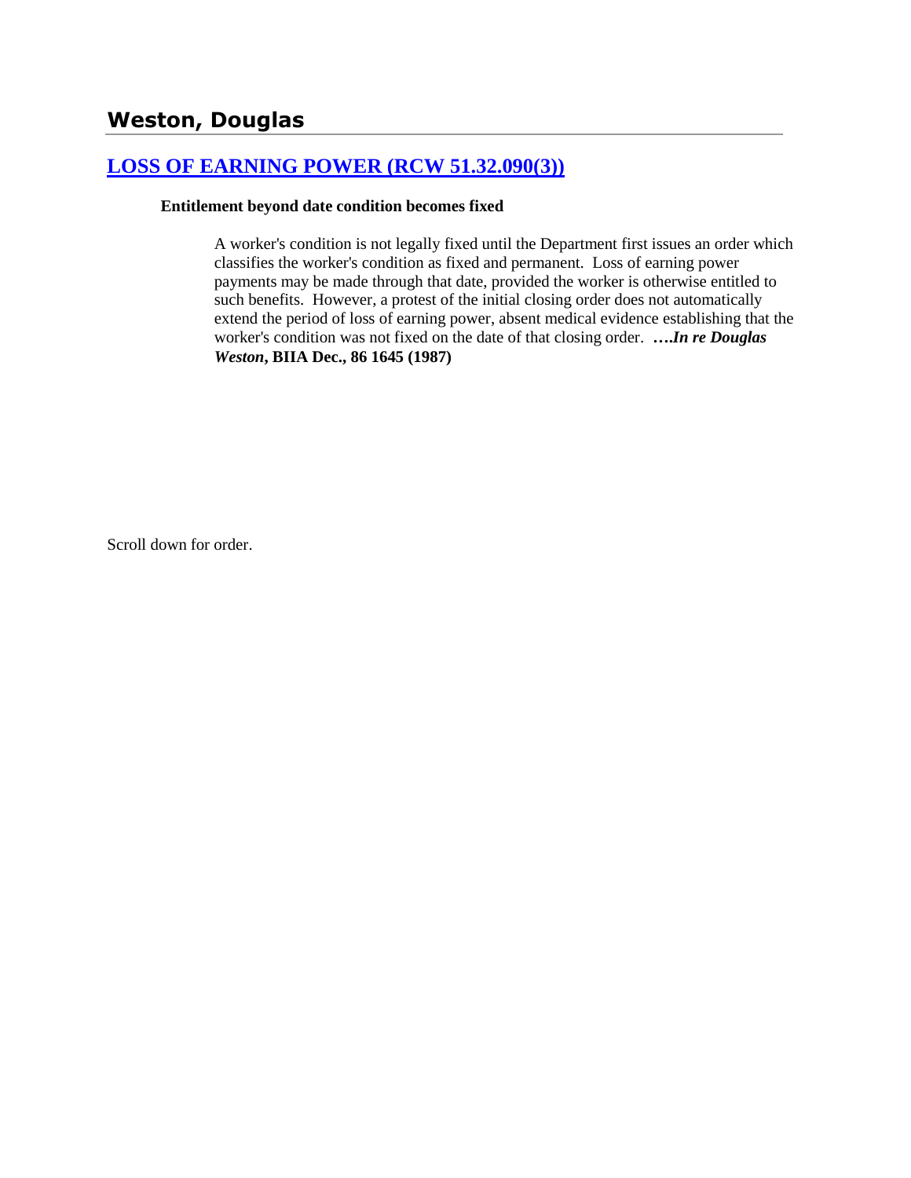## Weston, Douglas

### [LOSS OF EARNING POWER (RCW 51.32.090(3))]

**Entitlement beyond date condition becomes fixed**

A worker's condition is not legally fixed until the Department first issues an order which classifies the worker's condition as fixed and permanent. Loss of earning power payments may be made through that date, provided the worker is otherwise entitled to such benefits. However, a protest of the initial closing order does not automatically extend the period of loss of earning power, absent medical evidence establishing that the worker's condition was not fixed on the date of that closing order. ***….In re Douglas Weston*, BIIA Dec., 86 1645 (1987)**

Scroll down for order.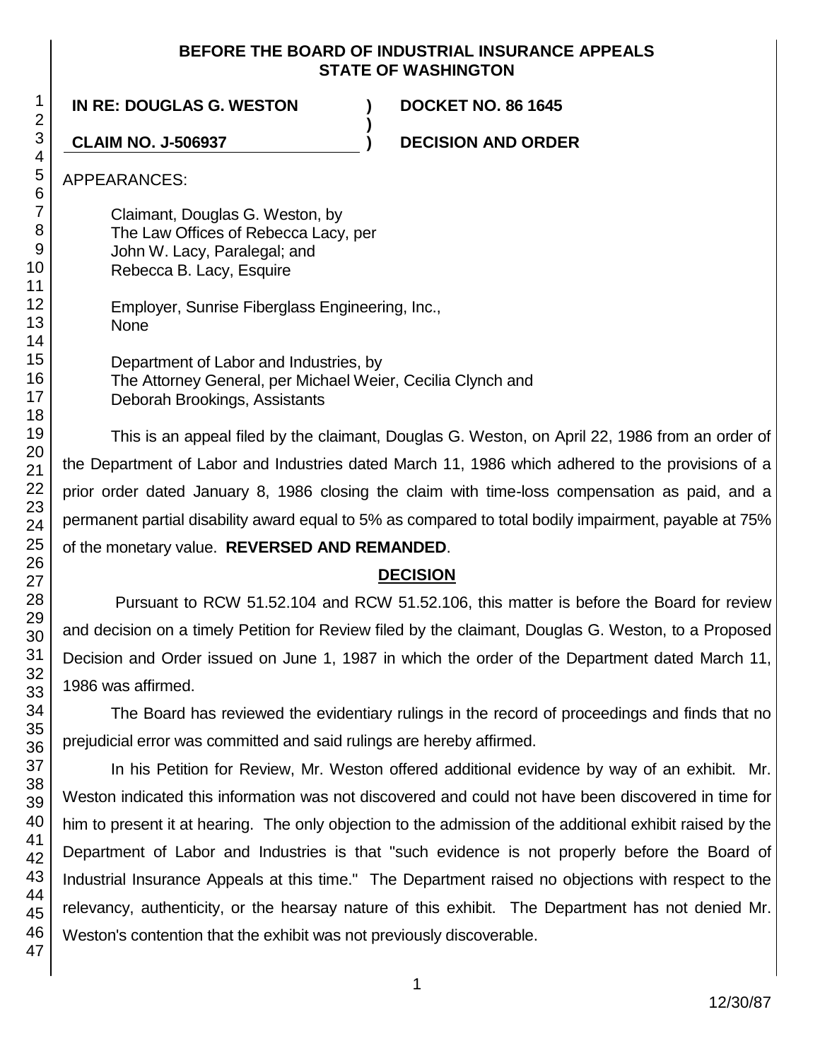**BEFORE THE BOARD OF INDUSTRIAL INSURANCE APPEALS**
**STATE OF WASHINGTON**

**IN RE: DOUGLAS G. WESTON** ) **DOCKET NO. 86 1645**
)
**CLAIM NO. J-506937** ) **DECISION AND ORDER**

APPEARANCES:

Claimant, Douglas G. Weston, by
The Law Offices of Rebecca Lacy, per
John W. Lacy, Paralegal; and
Rebecca B. Lacy, Esquire

Employer, Sunrise Fiberglass Engineering, Inc.,
None

Department of Labor and Industries, by
The Attorney General, per Michael Weier, Cecilia Clynch and
Deborah Brookings, Assistants

This is an appeal filed by the claimant, Douglas G. Weston, on April 22, 1986 from an order of the Department of Labor and Industries dated March 11, 1986 which adhered to the provisions of a prior order dated January 8, 1986 closing the claim with time-loss compensation as paid, and a permanent partial disability award equal to 5% as compared to total bodily impairment, payable at 75% of the monetary value. **REVERSED AND REMANDED**.

## DECISION

Pursuant to RCW 51.52.104 and RCW 51.52.106, this matter is before the Board for review and decision on a timely Petition for Review filed by the claimant, Douglas G. Weston, to a Proposed Decision and Order issued on June 1, 1987 in which the order of the Department dated March 11, 1986 was affirmed.

The Board has reviewed the evidentiary rulings in the record of proceedings and finds that no prejudicial error was committed and said rulings are hereby affirmed.

In his Petition for Review, Mr. Weston offered additional evidence by way of an exhibit. Mr. Weston indicated this information was not discovered and could not have been discovered in time for him to present it at hearing. The only objection to the admission of the additional exhibit raised by the Department of Labor and Industries is that "such evidence is not properly before the Board of Industrial Insurance Appeals at this time." The Department raised no objections with respect to the relevancy, authenticity, or the hearsay nature of this exhibit. The Department has not denied Mr. Weston's contention that the exhibit was not previously discoverable.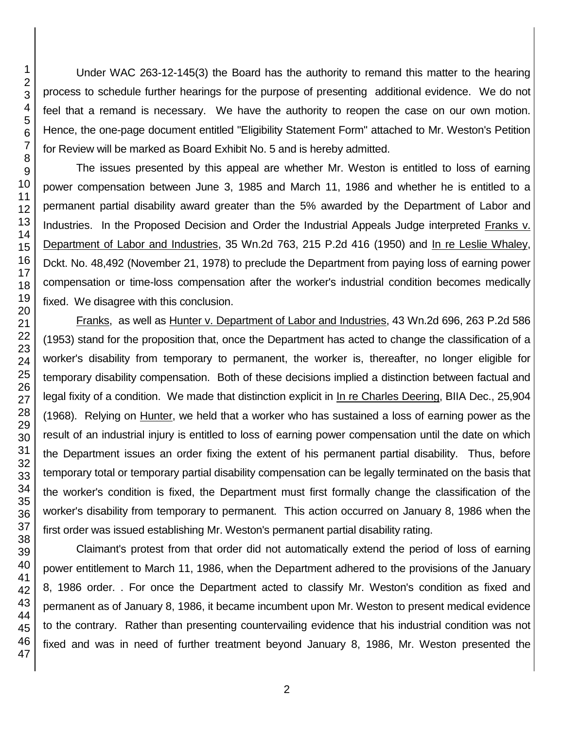Under WAC 263-12-145(3) the Board has the authority to remand this matter to the hearing process to schedule further hearings for the purpose of presenting additional evidence. We do not feel that a remand is necessary. We have the authority to reopen the case on our own motion. Hence, the one-page document entitled "Eligibility Statement Form" attached to Mr. Weston's Petition for Review will be marked as Board Exhibit No. 5 and is hereby admitted.

The issues presented by this appeal are whether Mr. Weston is entitled to loss of earning power compensation between June 3, 1985 and March 11, 1986 and whether he is entitled to a permanent partial disability award greater than the 5% awarded by the Department of Labor and Industries. In the Proposed Decision and Order the Industrial Appeals Judge interpreted Franks v. Department of Labor and Industries, 35 Wn.2d 763, 215 P.2d 416 (1950) and In re Leslie Whaley, Dckt. No. 48,492 (November 21, 1978) to preclude the Department from paying loss of earning power compensation or time-loss compensation after the worker's industrial condition becomes medically fixed. We disagree with this conclusion.

Franks, as well as Hunter v. Department of Labor and Industries, 43 Wn.2d 696, 263 P.2d 586 (1953) stand for the proposition that, once the Department has acted to change the classification of a worker's disability from temporary to permanent, the worker is, thereafter, no longer eligible for temporary disability compensation. Both of these decisions implied a distinction between factual and legal fixity of a condition. We made that distinction explicit in In re Charles Deering, BIIA Dec., 25,904 (1968). Relying on Hunter, we held that a worker who has sustained a loss of earning power as the result of an industrial injury is entitled to loss of earning power compensation until the date on which the Department issues an order fixing the extent of his permanent partial disability. Thus, before temporary total or temporary partial disability compensation can be legally terminated on the basis that the worker's condition is fixed, the Department must first formally change the classification of the worker's disability from temporary to permanent. This action occurred on January 8, 1986 when the first order was issued establishing Mr. Weston's permanent partial disability rating.

Claimant's protest from that order did not automatically extend the period of loss of earning power entitlement to March 11, 1986, when the Department adhered to the provisions of the January 8, 1986 order. . For once the Department acted to classify Mr. Weston's condition as fixed and permanent as of January 8, 1986, it became incumbent upon Mr. Weston to present medical evidence to the contrary. Rather than presenting countervailing evidence that his industrial condition was not fixed and was in need of further treatment beyond January 8, 1986, Mr. Weston presented the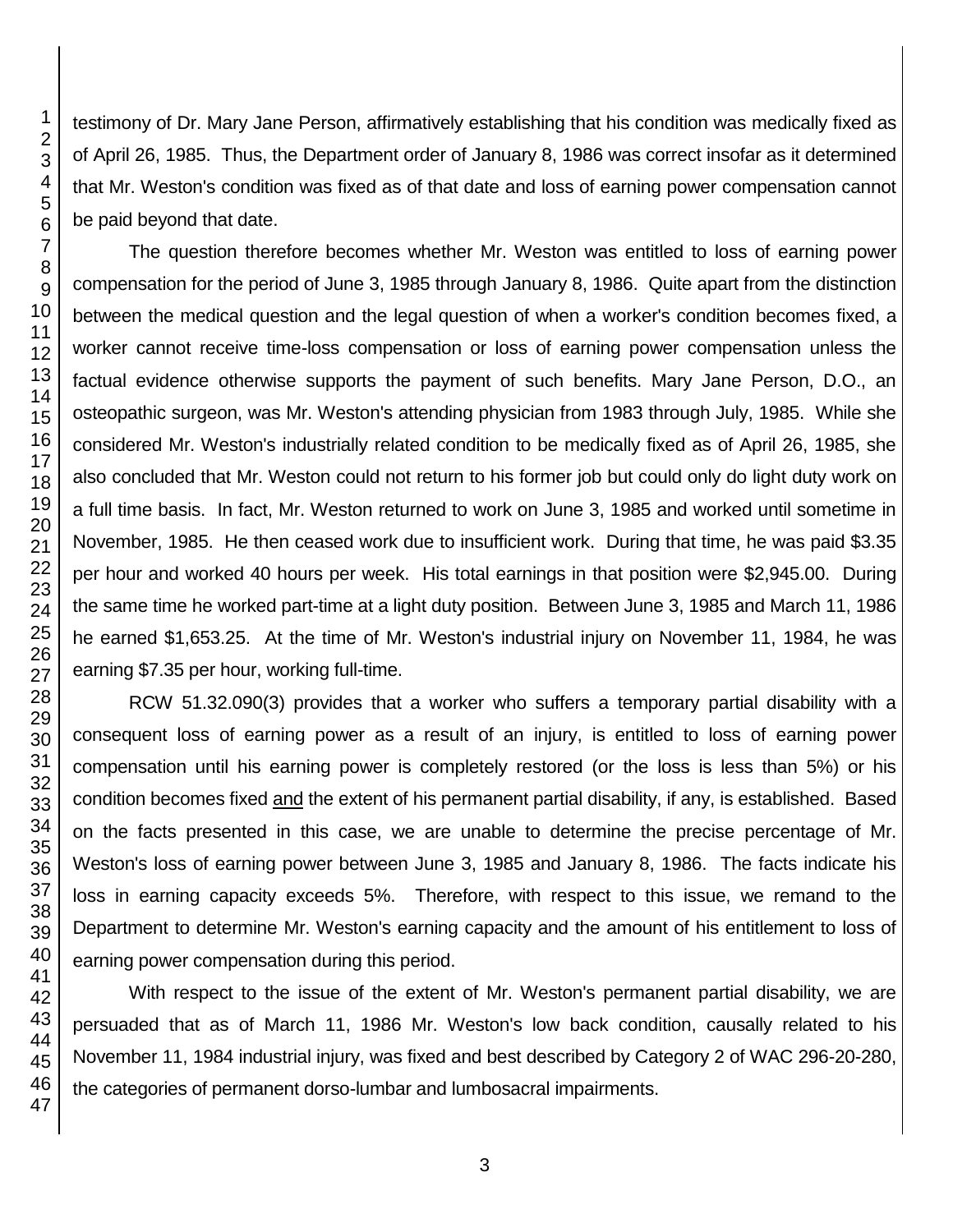testimony of Dr. Mary Jane Person, affirmatively establishing that his condition was medically fixed as of April 26, 1985. Thus, the Department order of January 8, 1986 was correct insofar as it determined that Mr. Weston's condition was fixed as of that date and loss of earning power compensation cannot be paid beyond that date.

The question therefore becomes whether Mr. Weston was entitled to loss of earning power compensation for the period of June 3, 1985 through January 8, 1986. Quite apart from the distinction between the medical question and the legal question of when a worker's condition becomes fixed, a worker cannot receive time-loss compensation or loss of earning power compensation unless the factual evidence otherwise supports the payment of such benefits. Mary Jane Person, D.O., an osteopathic surgeon, was Mr. Weston's attending physician from 1983 through July, 1985. While she considered Mr. Weston's industrially related condition to be medically fixed as of April 26, 1985, she also concluded that Mr. Weston could not return to his former job but could only do light duty work on a full time basis. In fact, Mr. Weston returned to work on June 3, 1985 and worked until sometime in November, 1985. He then ceased work due to insufficient work. During that time, he was paid $3.35 per hour and worked 40 hours per week. His total earnings in that position were $2,945.00. During the same time he worked part-time at a light duty position. Between June 3, 1985 and March 11, 1986 he earned $1,653.25. At the time of Mr. Weston's industrial injury on November 11, 1984, he was earning $7.35 per hour, working full-time.

RCW 51.32.090(3) provides that a worker who suffers a temporary partial disability with a consequent loss of earning power as a result of an injury, is entitled to loss of earning power compensation until his earning power is completely restored (or the loss is less than 5%) or his condition becomes fixed <u>and</u> the extent of his permanent partial disability, if any, is established. Based on the facts presented in this case, we are unable to determine the precise percentage of Mr. Weston's loss of earning power between June 3, 1985 and January 8, 1986. The facts indicate his loss in earning capacity exceeds 5%. Therefore, with respect to this issue, we remand to the Department to determine Mr. Weston's earning capacity and the amount of his entitlement to loss of earning power compensation during this period.

With respect to the issue of the extent of Mr. Weston's permanent partial disability, we are persuaded that as of March 11, 1986 Mr. Weston's low back condition, causally related to his November 11, 1984 industrial injury, was fixed and best described by Category 2 of WAC 296-20-280, the categories of permanent dorso-lumbar and lumbosacral impairments.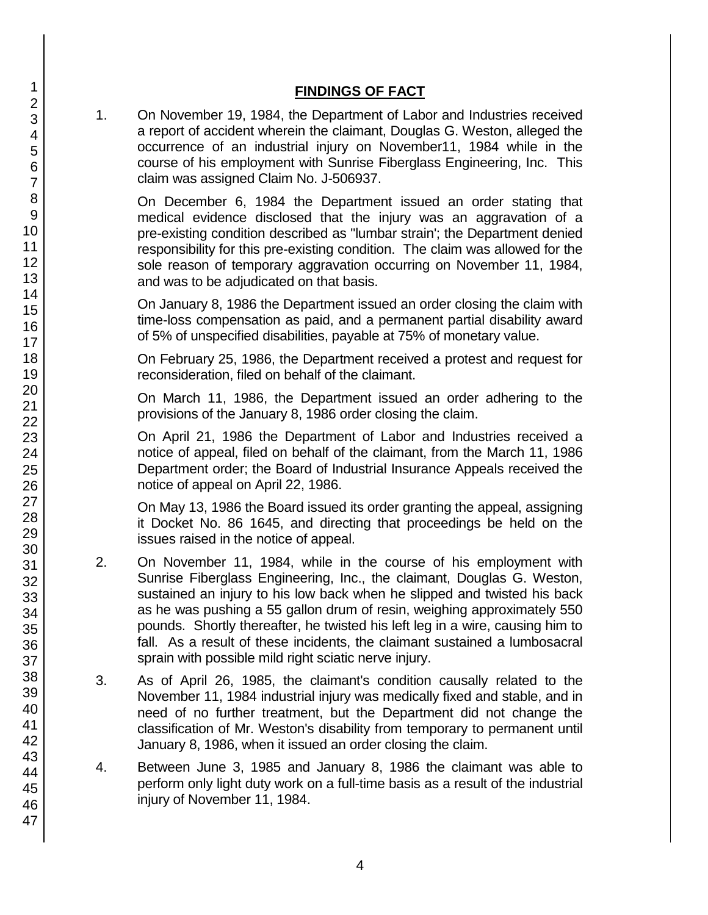## FINDINGS OF FACT

1. On November 19, 1984, the Department of Labor and Industries received a report of accident wherein the claimant, Douglas G. Weston, alleged the occurrence of an industrial injury on November11, 1984 while in the course of his employment with Sunrise Fiberglass Engineering, Inc. This claim was assigned Claim No. J-506937.

   On December 6, 1984 the Department issued an order stating that medical evidence disclosed that the injury was an aggravation of a pre-existing condition described as "lumbar strain'; the Department denied responsibility for this pre-existing condition. The claim was allowed for the sole reason of temporary aggravation occurring on November 11, 1984, and was to be adjudicated on that basis.

   On January 8, 1986 the Department issued an order closing the claim with time-loss compensation as paid, and a permanent partial disability award of 5% of unspecified disabilities, payable at 75% of monetary value.

   On February 25, 1986, the Department received a protest and request for reconsideration, filed on behalf of the claimant.

   On March 11, 1986, the Department issued an order adhering to the provisions of the January 8, 1986 order closing the claim.

   On April 21, 1986 the Department of Labor and Industries received a notice of appeal, filed on behalf of the claimant, from the March 11, 1986 Department order; the Board of Industrial Insurance Appeals received the notice of appeal on April 22, 1986.

   On May 13, 1986 the Board issued its order granting the appeal, assigning it Docket No. 86 1645, and directing that proceedings be held on the issues raised in the notice of appeal.

2. On November 11, 1984, while in the course of his employment with Sunrise Fiberglass Engineering, Inc., the claimant, Douglas G. Weston, sustained an injury to his low back when he slipped and twisted his back as he was pushing a 55 gallon drum of resin, weighing approximately 550 pounds. Shortly thereafter, he twisted his left leg in a wire, causing him to fall. As a result of these incidents, the claimant sustained a lumbosacral sprain with possible mild right sciatic nerve injury.

3. As of April 26, 1985, the claimant's condition causally related to the November 11, 1984 industrial injury was medically fixed and stable, and in need of no further treatment, but the Department did not change the classification of Mr. Weston's disability from temporary to permanent until January 8, 1986, when it issued an order closing the claim.

4. Between June 3, 1985 and January 8, 1986 the claimant was able to perform only light duty work on a full-time basis as a result of the industrial injury of November 11, 1984.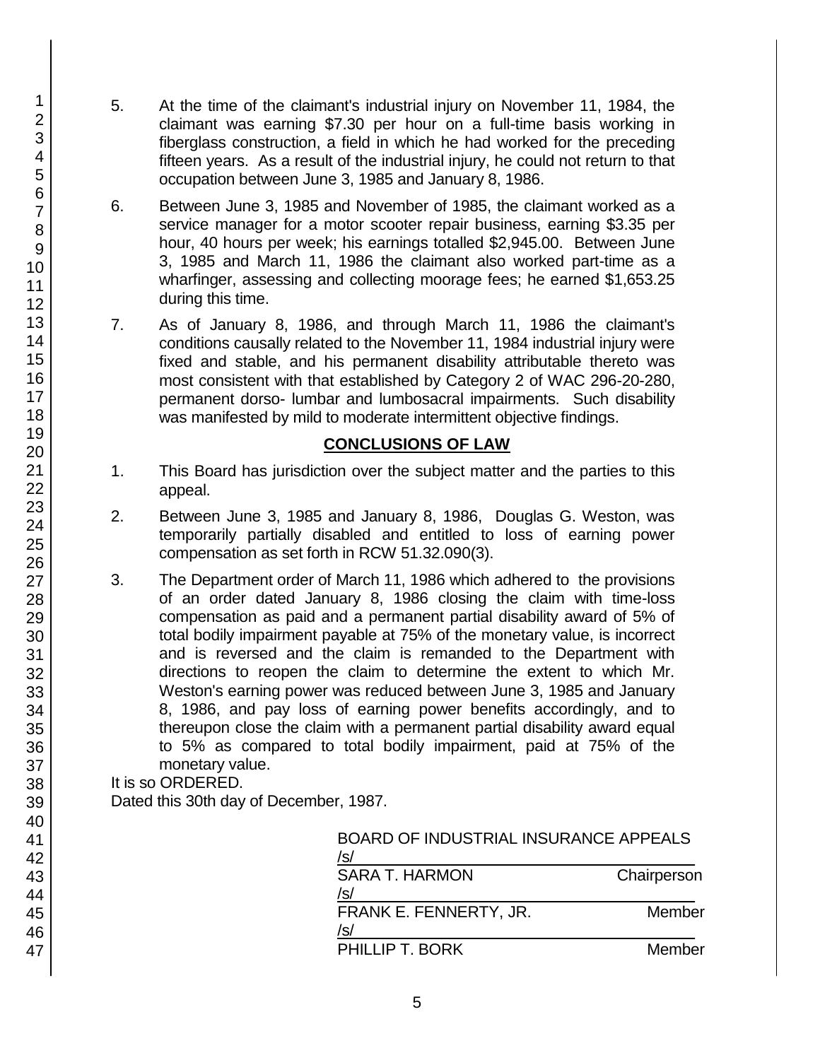5. At the time of the claimant's industrial injury on November 11, 1984, the claimant was earning $7.30 per hour on a full-time basis working in fiberglass construction, a field in which he had worked for the preceding fifteen years. As a result of the industrial injury, he could not return to that occupation between June 3, 1985 and January 8, 1986.

6. Between June 3, 1985 and November of 1985, the claimant worked as a service manager for a motor scooter repair business, earning $3.35 per hour, 40 hours per week; his earnings totalled $2,945.00. Between June 3, 1985 and March 11, 1986 the claimant also worked part-time as a wharfinger, assessing and collecting moorage fees; he earned $1,653.25 during this time.

7. As of January 8, 1986, and through March 11, 1986 the claimant's conditions causally related to the November 11, 1984 industrial injury were fixed and stable, and his permanent disability attributable thereto was most consistent with that established by Category 2 of WAC 296-20-280, permanent dorso- lumbar and lumbosacral impairments. Such disability was manifested by mild to moderate intermittent objective findings.

## CONCLUSIONS OF LAW

1. This Board has jurisdiction over the subject matter and the parties to this appeal.

2. Between June 3, 1985 and January 8, 1986, Douglas G. Weston, was temporarily partially disabled and entitled to loss of earning power compensation as set forth in RCW 51.32.090(3).

3. The Department order of March 11, 1986 which adhered to the provisions of an order dated January 8, 1986 closing the claim with time-loss compensation as paid and a permanent partial disability award of 5% of total bodily impairment payable at 75% of the monetary value, is incorrect and is reversed and the claim is remanded to the Department with directions to reopen the claim to determine the extent to which Mr. Weston's earning power was reduced between June 3, 1985 and January 8, 1986, and pay loss of earning power benefits accordingly, and to thereupon close the claim with a permanent partial disability award equal to 5% as compared to total bodily impairment, paid at 75% of the monetary value.

It is so ORDERED.

Dated this 30th day of December, 1987.

BOARD OF INDUSTRIAL INSURANCE APPEALS

/s/
SARA T. HARMON Chairperson

/s/
FRANK E. FENNERTY, JR. Member

/s/
PHILLIP T. BORK Member